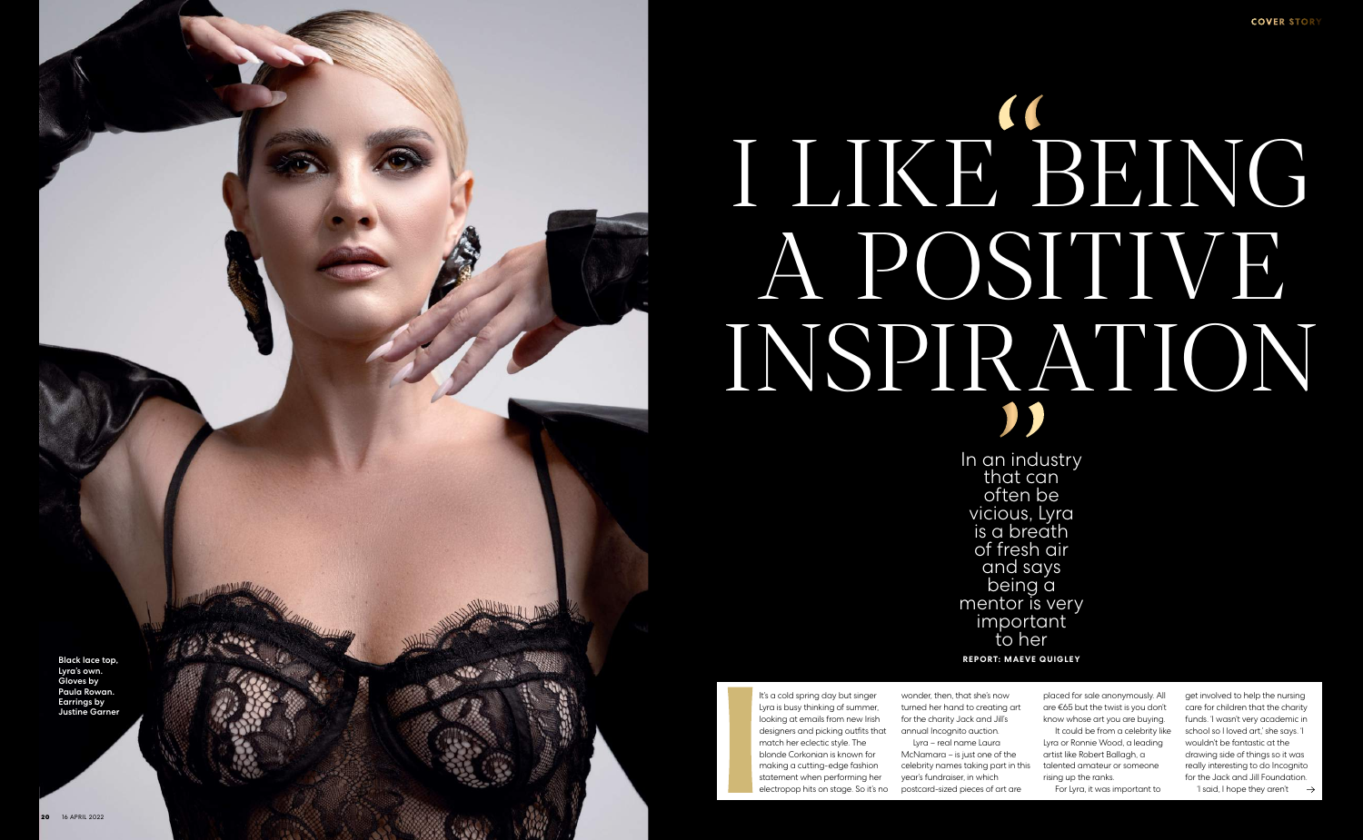# "I LIKE BEING A POSITIVE INSPIRATION"

In an industry that can often be vicious, Lyra is a breath of fresh air and says being a mentor is very important to her

**REPORT: MAEVE QUIGLEY**

Black lace top, Lyra's own. Gloves by Paula Rowan. Earrings by Justine Garner

It's a cold spring day but singer Lyra is busy thinking of summer, looking at emails from new Irish designers and picking outfits that match her eclectic style. The blonde Corkonian is known for making a cutting-edge fashion statement when performing her electropop hits on stage. So it's no wonder, then, that she's now turned her hand to creating art for the charity Jack and Jill's annual Incognito auction.

Lyra – real name Laura McNamara – is just one of the celebrity names taking part in this year's fundraiser, in which postcard-sized pieces of art are placed for sale anonymously. All are €65 but the twist is you don't know whose art you are buying.

It could be from a celebrity like Lyra or Ronnie Wood, a leading artist like Robert Ballagh, a talented amateur or someone rising up the ranks.

For Lyra, it was important to get involved to help the nursing care for children that the charity funds. 'I wasn't very academic in school so I loved art,' she says. 'I wouldn't be fantastic at the drawing side of things so it was really interesting to do Incognito for the Jack and Jill Foundation.

'I said, I hope they aren't →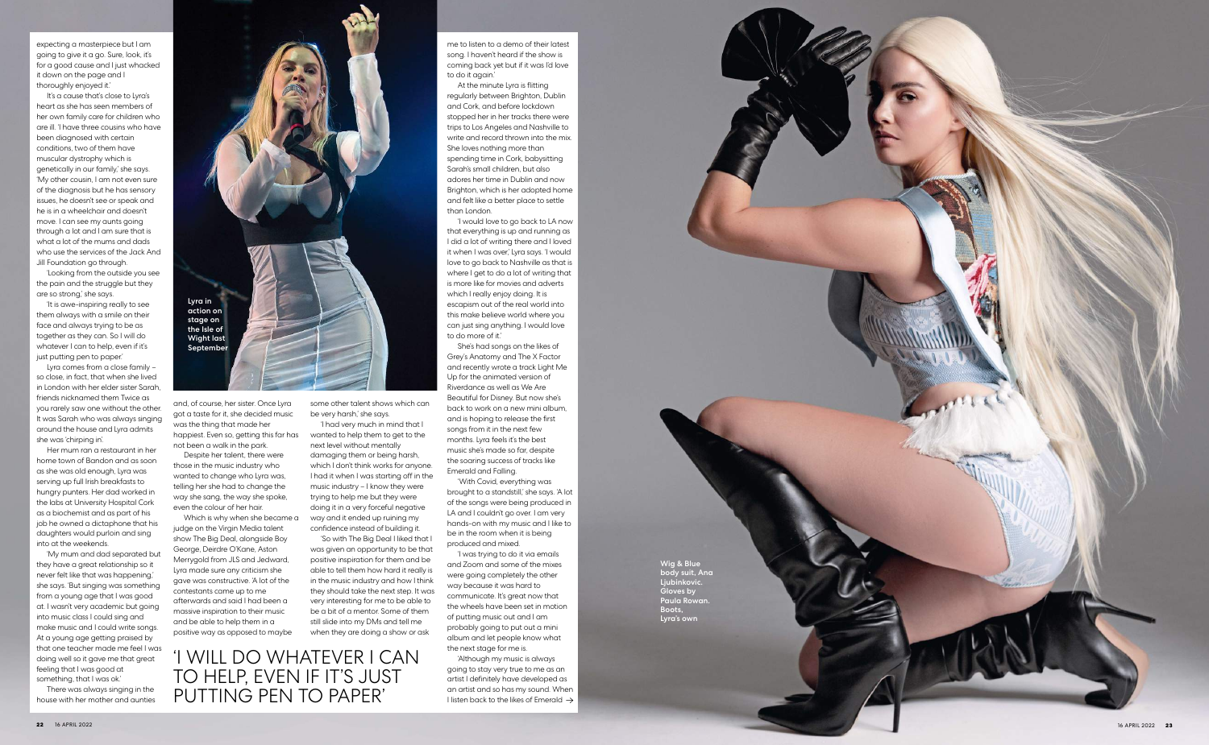expecting a masterpiece but I am going to give it a go. Sure, look, it's for a good cause and I just whacked it down on the page and I thoroughly enjoyed it.'

It's a cause that's close to Lyra's heart as she has seen members of her own family care for children who are ill. 'I have three cousins who have been diagnosed with certain conditions, two of them have muscular dystrophy which is genetically in our family,' she says. 'My other cousin, I am not even sure of the diagnosis but he has sensory issues, he doesn't see or speak and he is in a wheelchair and doesn't move. I can see my aunts going through a lot and I am sure that is what a lot of the mums and dads who use the services of the Jack And Jill Foundation go through.

'Looking from the outside you see the pain and the struggle but they are so strong,' she says.

'It is awe-inspiring really to see them always with a smile on their face and always trying to be as together as they can. So I will do whatever I can to help, even if it's just putting pen to paper.'

Lyra comes from a close family – so close, in fact, that when she lived in London with her elder sister Sarah, friends nicknamed them Twice as you rarely saw one without the other. It was Sarah who was always singing around the house and Lyra admits she was 'chirping in'.

Her mum ran a restaurant in her home town of Bandon and as soon as she was old enough, Lyra was serving up full Irish breakfasts to hungry punters. Her dad worked in the labs at University Hospital Cork as a biochemist and as part of his job he owned a dictaphone that his daughters would purloin and sing into at the weekends.

'My mum and dad separated but they have a great relationship so it never felt like that was happening,' she says. 'But singing was something from a young age that I was good at. I wasn't very academic but going into music class I could sing and make music and I could write songs. At a young age getting praised by that one teacher made me feel I was doing well so it gave me that great feeling that I was good at something, that I was ok.'

There was always singing in the house with her mother and aunties and, of course, her sister. Once Lyra got a taste for it, she decided music was the thing that made her happiest. Even so, getting this far has not been a walk in the park.

Despite her talent, there were those in the music industry who wanted to change who Lyra was, telling her she had to change the way she sang, the way she spoke, even the colour of her hair.

Which is why when she became a judge on the Virgin Media talent show The Big Deal, alongside Boy George, Deirdre O'Kane, Aston Merrygold from JLS and Jedward, Lyra made sure any criticism she gave was constructive. 'A lot of the contestants came up to me afterwards and said I had been a massive inspiration to their music and be able to help them in a positive way as opposed to maybe some other talent shows which can be very harsh,' she says.

'I had very much in mind that I wanted to help them to get to the next level without mentally damaging them or being harsh, which I don't think works for anyone. I had it when I was starting off in the music industry – I know they were trying to help me but they were doing it in a very forceful negative way and it ended up ruining my confidence instead of building it.

'So with The Big Deal I liked that I was given an opportunity to be that positive inspiration for them and be able to tell them how hard it really is in the music industry and how I think they should take the next step. It was very interesting for me to be able to be a bit of a mentor. Some of them still slide into my DMs and tell me when they are doing a show or ask me to listen to a demo of their latest song. I haven't heard if the show is coming back yet but if it was I'd love to do it again.'

Lyra in action on stage on the Isle of Wight last September

## 'I WILL DO WHATEVER I CAN TO HELP, EVEN IF IT'S JUST PUTTING PEN TO PAPER'

At the minute Lyra is flitting regularly between Brighton, Dublin and Cork, and before lockdown stopped her in her tracks there were trips to Los Angeles and Nashville to write and record thrown into the mix. She loves nothing more than spending time in Cork, babysitting Sarah's small children, but also adores her time in Dublin and now Brighton, which is her adopted home and felt like a better place to settle than London.

'I would love to go back to LA now that everything is up and running as I did a lot of writing there and I loved it when I was over,' Lyra says. 'I would love to go back to Nashville as that is where I get to do a lot of writing that is more like for movies and adverts which I really enjoy doing. It is escapism out of the real world into this make believe world where you can just sing anything. I would love to do more of it.'

She's had songs on the likes of Grey's Anatomy and The X Factor and recently wrote a track Light Me Up for the animated version of Riverdance as well as We Are Beautiful for Disney. But now she's back to work on a new mini album, and is hoping to release the first songs from it in the next few months. Lyra feels it's the best music she's made so far, despite the soaring success of tracks like Emerald and Falling.

'With Covid, everything was brought to a standstill,' she says. 'A lot of the songs were being produced in LA and I couldn't go over. I am very hands-on with my music and I like to be in the room when it is being produced and mixed.

'I was trying to do it via emails and Zoom and some of the mixes were going completely the other way because it was hard to communicate. It's great now that the wheels have been set in motion of putting music out and I am probably going to put out a mini album and let people know what the next stage for me is.

'Although my music is always going to stay very true to me as an artist I definitely have developed as an artist and so has my sound. When I listen back to the likes of Emerald →

Wig & Blue body suit, Ana Ljubinkovic. Gloves by Paula Rowan. Boots, Lyra's own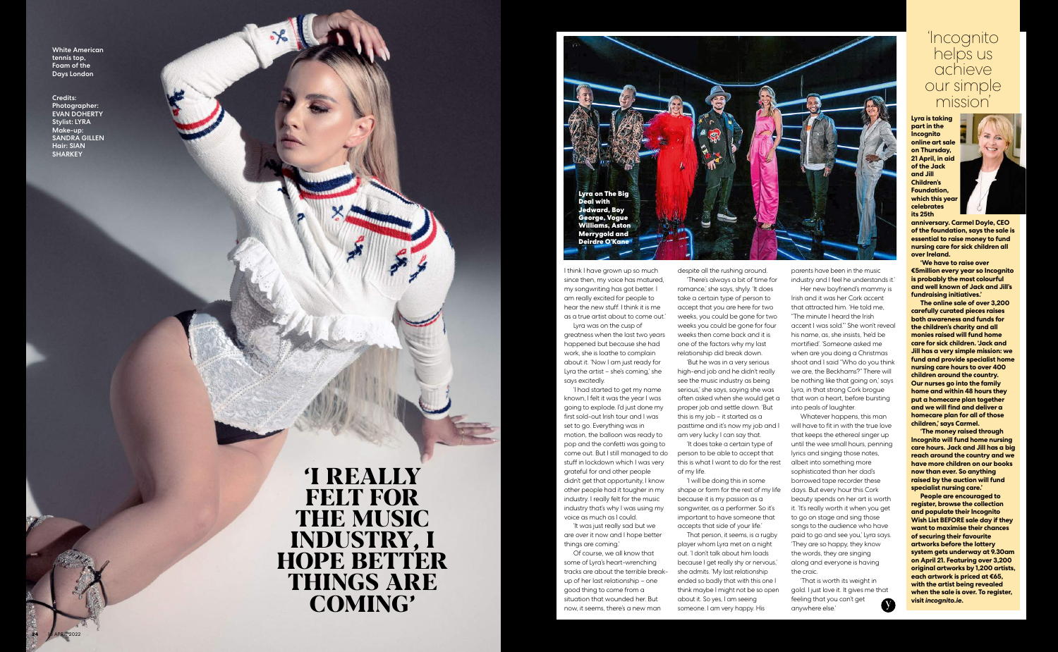White American tennis top, Foam of the Days London

Credits: Photographer: EVAN DOHERTY Stylist: LYRA Make-up: SANDRA GILLEN Hair: SIAN SHARKEY

# 'I REALLY FELT FOR THE MUSIC INDUSTRY, I HOPE BETTER THINGS ARE COMING'

Lyra on The Big Deal with Jedward, Boy George, Vogue Williams, Aston Merrygold and Deirdre O'Kane

I think I have grown up so much since then, my voice has matured, my songwriting has got better. I am really excited for people to hear the new stuff. I think it is me as a true artist about to come out.'

Lyra was on the cusp of greatness when the last two years happened but because she had work, she is loathe to complain about it. 'Now I am just ready for Lyra the artist – she's coming,' she says excitedly.

'I had started to get my name known, I felt it was the year I was going to explode. I'd just done my first sold-out Irish tour and I was set to go. Everything was in motion, the balloon was ready to pop and the confetti was going to come out. But I still managed to do stuff in lockdown which I was very grateful for and other people didn't get that opportunity, I know other people had it tougher in my industry. I really felt for the music industry that's why I was using my voice as much as I could.

'It was just really sad but we are over it now and I hope better things are coming.'

Of course, we all know that some of Lyra's heart-wrenching tracks are about the terrible break-up of her last relationship – one good thing to come from a situation that wounded her. But now, it seems, there's a new man despite all the rushing around.

'There's always a bit of time for romance,' she says, shyly. 'It does take a certain type of person to accept that you are here for two weeks, you could be gone for two weeks you could be gone for four weeks then come back and it is one of the factors why my last relationship did break down.

'But he was in a very serious high-end job and he didn't really see the music industry as being serious,' she says, saying she was often asked when she would get a proper job and settle down. 'But this is my job – it started as a pasttime and it's now my job and I am very lucky I can say that.

'It does take a certain type of person to be able to accept that this is what I want to do for the rest of my life.

'I will be doing this in some shape or form for the rest of my life because it is my passion as a songwriter, as a performer. So it's important to have someone that accepts that side of your life.'

That person, it seems, is a rugby player whom Lyra met on a night out. 'I don't talk about him loads because I get really shy or nervous,' she admits. 'My last relationship ended so badly that with this one I think maybe I might not be so open about it. So yes, I am seeing someone. I am very happy. His parents have been in the music industry and I feel he understands it.'

Her new boyfriend's mammy is Irish and it was her Cork accent that attracted him. 'He told me, "The minute I heard the Irish accent I was sold."' She won't reveal his name, as, she insists, he'd be mortified'. 'Someone asked me when are you doing a Christmas shoot and I said "Who do you think we are, the Beckhams?" There will be nothing like that going on,' says Lyra, in that strong Cork brogue that won a heart, before bursting into peals of laughter.

Whatever happens, this man will have to fit in with the true love that keeps the ethereal singer up until the wee small hours, penning lyrics and singing those notes, albeit into something more sophisticated than her dad's borrowed tape recorder these days. But every hour this Cork beauty spends on her art is worth it. 'It's really worth it when you get to go on stage and sing those songs to the audience who have paid to go and see you,' Lyra says. 'They are so happy, they know the words, they are singing along and everyone is having the craic.

'That is worth its weight in gold. I just love it. It gives me that feeling that you can't get anywhere else.'

## 'Incognito helps us achieve our simple mission'

**Lyra is taking part in the Incognito online art sale on Thursday, 21 April, in aid of the Jack and Jill Children's Foundation, which this year celebrates its 25th anniversary. Carmel Doyle, CEO of the foundation, says the sale is essential to raise money to fund nursing care for sick children all over Ireland.**

**'We have to raise over €5million every year so Incognito is probably the most colourful and well known of Jack and Jill's fundraising initiatives.'**

**The online sale of over 3,200 carefully curated pieces raises both awareness and funds for the children's charity and all monies raised will fund home care for sick children. 'Jack and Jill has a very simple mission: we fund and provide specialist home nursing care hours to over 400 children around the country. Our nurses go into the family home and within 48 hours they put a homecare plan together and we will find and deliver a homecare plan for all of those children,' says Carmel.**

**'The money raised through Incognito will fund home nursing care hours. Jack and Jill has a big reach around the country and we have more children on our books now than ever. So anything raised by the auction will fund specialist nursing care.'**

**People are encouraged to register, browse the collection and populate their Incognito Wish List BEFORE sale day if they want to maximise their chances of securing their favourite artworks before the lottery system gets underway at 9.30am on April 21. Featuring over 3,200 original artworks by 1,200 artists, each artwork is priced at €65, with the artist being revealed when the sale is over. To register, visit *incognito.ie*.**